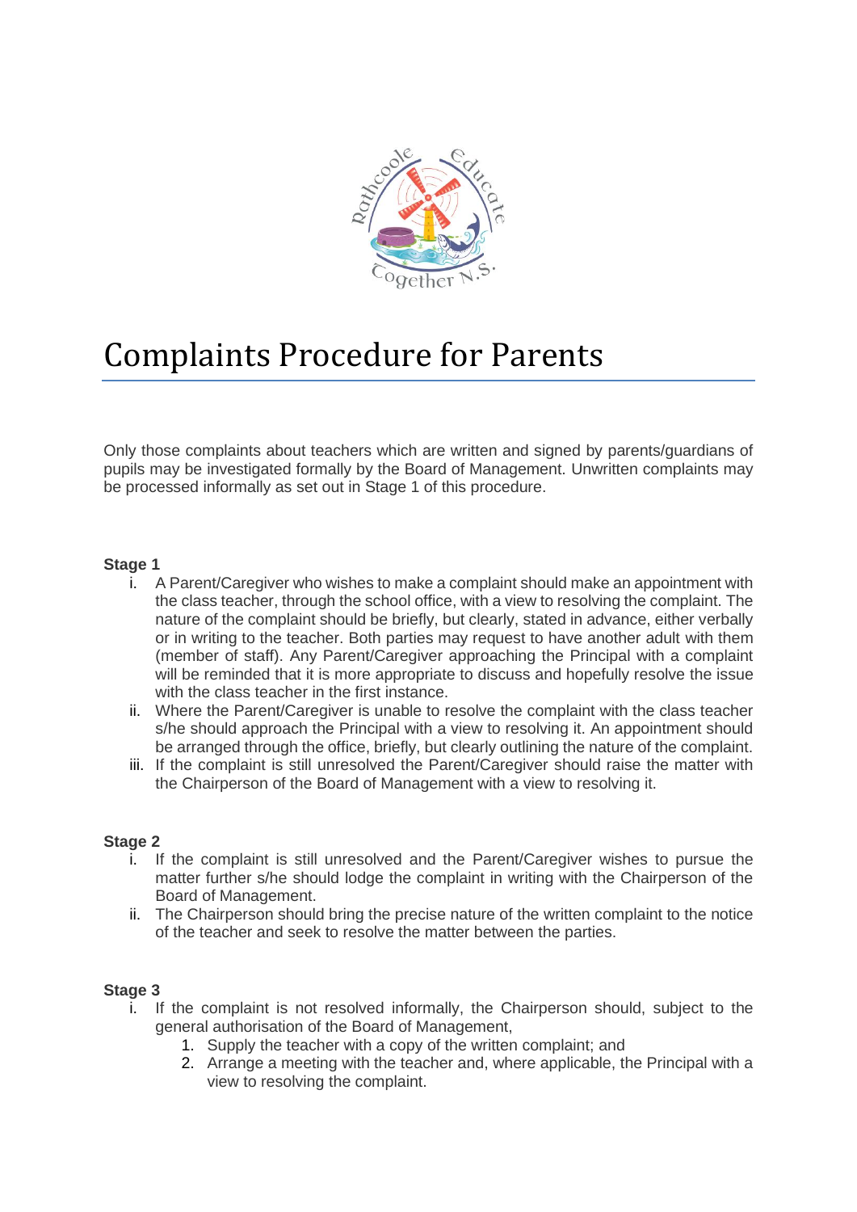# Complaints Procedure for Parents

Only those complaints about teachers which are written and signed by parents/guardians of pupils may be investigated formally by the Board of Management. Unwritten complaints may be processed informally as set out in Stage 1 of this procedure.

**Stage 1**

i. A Parent/Caregiver who wishes to make a complaint should make an appointment with the class teacher, through the school office, with a view to resolving the complaint. The nature of the complaint should be briefly, but clearly, stated in advance, either verbally or in writing to the teacher. Both parties may request to have another adult with them (member of staff). Any Parent/Caregiver approaching the Principal with a complaint will be reminded that it is more appropriate to discuss and hopefully resolve the issue with the class teacher in the first instance.

ii. Where the Parent/Caregiver is unable to resolve the complaint with the class teacher s/he should approach the Principal with a view to resolving it. An appointment should be arranged through the office, briefly, but clearly outlining the nature of the complaint.

iii. If the complaint is still unresolved the Parent/Caregiver should raise the matter with the Chairperson of the Board of Management with a view to resolving it.

**Stage 2**

i. If the complaint is still unresolved and the Parent/Caregiver wishes to pursue the matter further s/he should lodge the complaint in writing with the Chairperson of the Board of Management.

ii. The Chairperson should bring the precise nature of the written complaint to the notice of the teacher and seek to resolve the matter between the parties.

**Stage 3**

i. If the complaint is not resolved informally, the Chairperson should, subject to the general authorisation of the Board of Management,
   1. Supply the teacher with a copy of the written complaint; and
   2. Arrange a meeting with the teacher and, where applicable, the Principal with a view to resolving the complaint.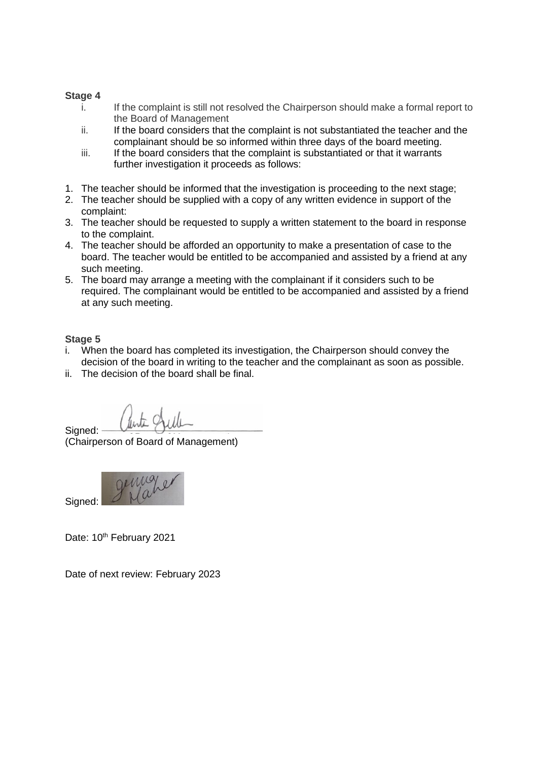**Stage 4**

i. If the complaint is still not resolved the Chairperson should make a formal report to the Board of Management
ii. If the board considers that the complaint is not substantiated the teacher and the complainant should be so informed within three days of the board meeting.
iii. If the board considers that the complaint is substantiated or that it warrants further investigation it proceeds as follows:

1. The teacher should be informed that the investigation is proceeding to the next stage;
2. The teacher should be supplied with a copy of any written evidence in support of the complaint:
3. The teacher should be requested to supply a written statement to the board in response to the complaint.
4. The teacher should be afforded an opportunity to make a presentation of case to the board. The teacher would be entitled to be accompanied and assisted by a friend at any such meeting.
5. The board may arrange a meeting with the complainant if it considers such to be required. The complainant would be entitled to be accompanied and assisted by a friend at any such meeting.

**Stage 5**

i. When the board has completed its investigation, the Chairperson should convey the decision of the board in writing to the teacher and the complainant as soon as possible.
ii. The decision of the board shall be final.

Signed: ______________________________
(Chairperson of Board of Management)

Signed:

Date: 10th February 2021

Date of next review: February 2023